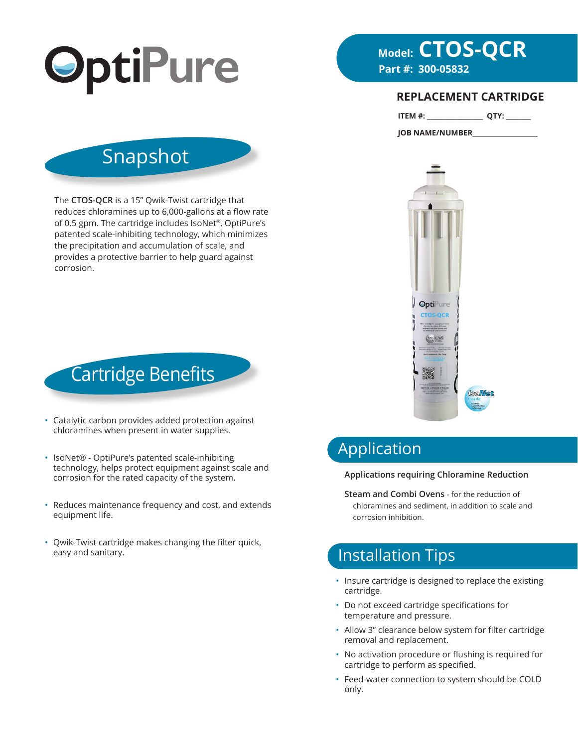# OptiPure

**Model: CTOS-QCR**
**Part #: 300-05832**

## REPLACEMENT CARTRIDGE

**ITEM #:** _______________ **QTY:** _______

**JOB NAME/NUMBER** _________________

## Snapshot

The **CTOS-QCR** is a 15" Qwik-Twist cartridge that reduces chloramines up to 6,000-gallons at a flow rate of 0.5 gpm. The cartridge includes IsoNet®, OptiPure's patented scale-inhibiting technology, which minimizes the precipitation and accumulation of scale, and provides a protective barrier to help guard against corrosion.

## Cartridge Benefits

- Catalytic carbon provides added protection against chloramines when present in water supplies.
- IsoNet® - OptiPure's patented scale-inhibiting technology, helps protect equipment against scale and corrosion for the rated capacity of the system.
- Reduces maintenance frequency and cost, and extends equipment life.
- Qwik-Twist cartridge makes changing the filter quick, easy and sanitary.

## Application

**Applications requiring Chloramine Reduction**

**Steam and Combi Ovens** - for the reduction of chloramines and sediment, in addition to scale and corrosion inhibition.

## Installation Tips

- Insure cartridge is designed to replace the existing cartridge.
- Do not exceed cartridge specifications for temperature and pressure.
- Allow 3" clearance below system for filter cartridge removal and replacement.
- No activation procedure or flushing is required for cartridge to perform as specified.
- Feed-water connection to system should be COLD only.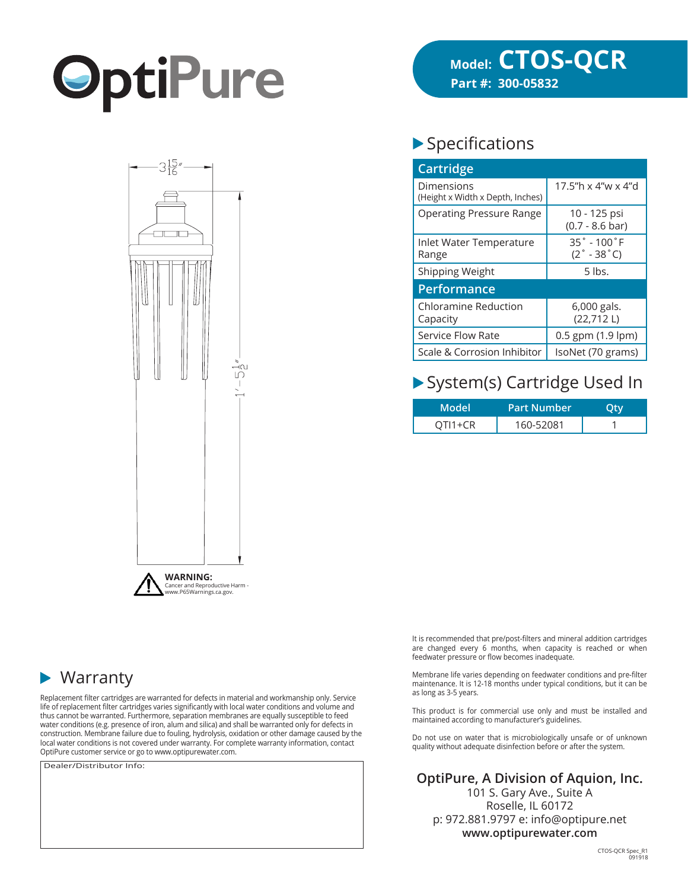# OptiPure

**Model: CTOS-QCR**
**Part #: 300-05832**

3 15/16″

1′-5 1/2″

**WARNING:** Cancer and Reproductive Harm - www.P65Warnings.ca.gov.

## Specifications

| Cartridge | |
|---|---|
| Dimensions (Height x Width x Depth, Inches) | 17.5″h x 4″w x 4″d |
| Operating Pressure Range | 10 - 125 psi (0.7 - 8.6 bar) |
| Inlet Water Temperature Range | 35˚ - 100˚F (2˚ - 38˚C) |
| Shipping Weight | 5 lbs. |
| **Performance** | |
| Chloramine Reduction Capacity | 6,000 gals. (22,712 L) |
| Service Flow Rate | 0.5 gpm (1.9 lpm) |
| Scale & Corrosion Inhibitor | IsoNet (70 grams) |

## System(s) Cartridge Used In

| Model | Part Number | Qty |
|---|---|---|
| QTI1+CR | 160-52081 | 1 |

It is recommended that pre/post-filters and mineral addition cartridges are changed every 6 months, when capacity is reached or when feedwater pressure or flow becomes inadequate.

Membrane life varies depending on feedwater conditions and pre-filter maintenance. It is 12-18 months under typical conditions, but it can be as long as 3-5 years.

This product is for commercial use only and must be installed and maintained according to manufacturer's guidelines.

Do not use on water that is microbiologically unsafe or of unknown quality without adequate disinfection before or after the system.

## Warranty

Replacement filter cartridges are warranted for defects in material and workmanship only. Service life of replacement filter cartridges varies significantly with local water conditions and volume and thus cannot be warranted. Furthermore, separation membranes are equally susceptible to feed water conditions (e.g. presence of iron, alum and silica) and shall be warranted only for defects in construction. Membrane failure due to fouling, hydrolysis, oxidation or other damage caused by the local water conditions is not covered under warranty. For complete warranty information, contact OptiPure customer service or go to www.optipurewater.com.

Dealer/Distributor Info:

**OptiPure, A Division of Aquion, Inc.**
101 S. Gary Ave., Suite A
Roselle, IL 60172
p: 972.881.9797 e: info@optipure.net
**www.optipurewater.com**

CTOS-QCR Spec_R1
091918